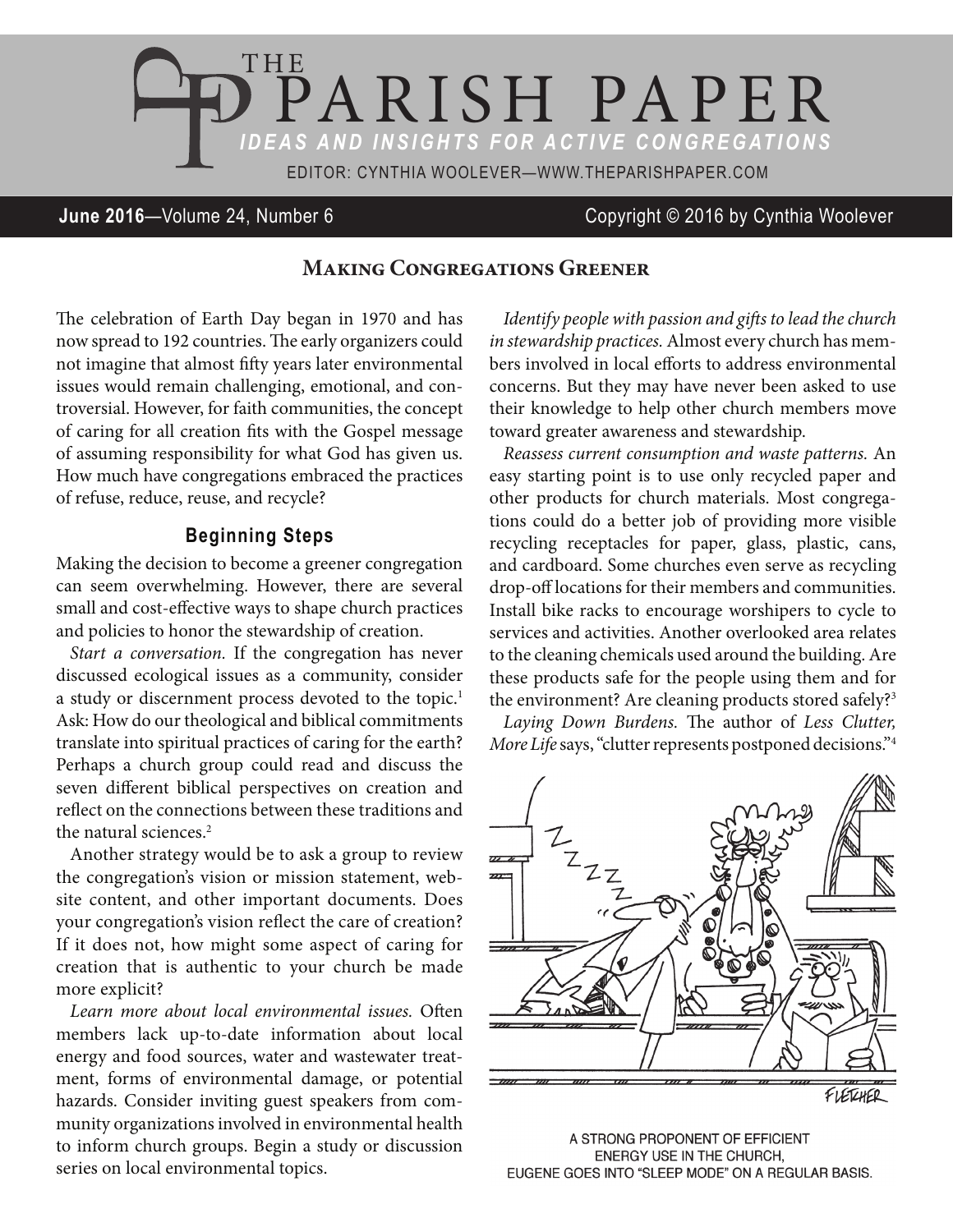# THE PARISH PAPER

*IDEAS AND INSIGHTS FOR ACTIVE CONGREGATIONS*

EDITOR: CYNTHIA WOOLEVER—WWW.THEPARISHPAPER.COM

**June 2016**—Volume 24, Number 6 Copyright © 2016 by Cynthia Woolever

## Making Congregations Greener

The celebration of Earth Day began in 1970 and has now spread to 192 countries. The early organizers could not imagine that almost fifty years later environmental issues would remain challenging, emotional, and controversial. However, for faith communities, the concept of caring for all creation fits with the Gospel message of assuming responsibility for what God has given us. How much have congregations embraced the practices of refuse, reduce, reuse, and recycle?

### Beginning Steps

Making the decision to become a greener congregation can seem overwhelming. However, there are several small and cost-effective ways to shape church practices and policies to honor the stewardship of creation.

*Start a conversation.* If the congregation has never discussed ecological issues as a community, consider a study or discernment process devoted to the topic.[1] Ask: How do our theological and biblical commitments translate into spiritual practices of caring for the earth? Perhaps a church group could read and discuss the seven different biblical perspectives on creation and reflect on the connections between these traditions and the natural sciences.[2]

Another strategy would be to ask a group to review the congregation's vision or mission statement, website content, and other important documents. Does your congregation's vision reflect the care of creation? If it does not, how might some aspect of caring for creation that is authentic to your church be made more explicit?

*Learn more about local environmental issues.* Often members lack up-to-date information about local energy and food sources, water and wastewater treatment, forms of environmental damage, or potential hazards. Consider inviting guest speakers from community organizations involved in environmental health to inform church groups. Begin a study or discussion series on local environmental topics.

*Identify people with passion and gifts to lead the church in stewardship practices.* Almost every church has members involved in local efforts to address environmental concerns. But they may have never been asked to use their knowledge to help other church members move toward greater awareness and stewardship.

*Reassess current consumption and waste patterns.* An easy starting point is to use only recycled paper and other products for church materials. Most congregations could do a better job of providing more visible recycling receptacles for paper, glass, plastic, cans, and cardboard. Some churches even serve as recycling drop-off locations for their members and communities. Install bike racks to encourage worshipers to cycle to services and activities. Another overlooked area relates to the cleaning chemicals used around the building. Are these products safe for the people using them and for the environment? Are cleaning products stored safely?[3]

*Laying Down Burdens.* The author of *Less Clutter, More Life* says, "clutter represents postponed decisions."[4]

A STRONG PROPONENT OF EFFICIENT ENERGY USE IN THE CHURCH, EUGENE GOES INTO "SLEEP MODE" ON A REGULAR BASIS.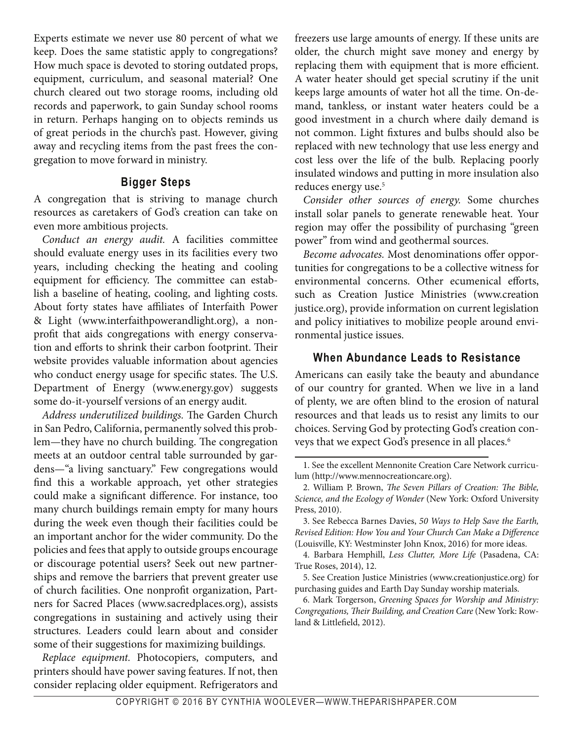Experts estimate we never use 80 percent of what we keep. Does the same statistic apply to congregations? How much space is devoted to storing outdated props, equipment, curriculum, and seasonal material? One church cleared out two storage rooms, including old records and paperwork, to gain Sunday school rooms in return. Perhaps hanging on to objects reminds us of great periods in the church's past. However, giving away and recycling items from the past frees the congregation to move forward in ministry.

## Bigger Steps

A congregation that is striving to manage church resources as caretakers of God's creation can take on even more ambitious projects.

*Conduct an energy audit.* A facilities committee should evaluate energy uses in its facilities every two years, including checking the heating and cooling equipment for efficiency. The committee can establish a baseline of heating, cooling, and lighting costs. About forty states have affiliates of Interfaith Power & Light (www.interfaithpowerandlight.org), a nonprofit that aids congregations with energy conservation and efforts to shrink their carbon footprint. Their website provides valuable information about agencies who conduct energy usage for specific states. The U.S. Department of Energy (www.energy.gov) suggests some do-it-yourself versions of an energy audit.

*Address underutilized buildings.* The Garden Church in San Pedro, California, permanently solved this problem—they have no church building. The congregation meets at an outdoor central table surrounded by gardens—"a living sanctuary." Few congregations would find this a workable approach, yet other strategies could make a significant difference. For instance, too many church buildings remain empty for many hours during the week even though their facilities could be an important anchor for the wider community. Do the policies and fees that apply to outside groups encourage or discourage potential users? Seek out new partnerships and remove the barriers that prevent greater use of church facilities. One nonprofit organization, Partners for Sacred Places (www.sacredplaces.org), assists congregations in sustaining and actively using their structures. Leaders could learn about and consider some of their suggestions for maximizing buildings.

*Replace equipment.* Photocopiers, computers, and printers should have power saving features. If not, then consider replacing older equipment. Refrigerators and freezers use large amounts of energy. If these units are older, the church might save money and energy by replacing them with equipment that is more efficient. A water heater should get special scrutiny if the unit keeps large amounts of water hot all the time. On-demand, tankless, or instant water heaters could be a good investment in a church where daily demand is not common. Light fixtures and bulbs should also be replaced with new technology that use less energy and cost less over the life of the bulb. Replacing poorly insulated windows and putting in more insulation also reduces energy use.[5]

*Consider other sources of energy.* Some churches install solar panels to generate renewable heat. Your region may offer the possibility of purchasing "green power" from wind and geothermal sources.

*Become advocates.* Most denominations offer opportunities for congregations to be a collective witness for environmental concerns. Other ecumenical efforts, such as Creation Justice Ministries (www.creationjustice.org), provide information on current legislation and policy initiatives to mobilize people around environmental justice issues.

## When Abundance Leads to Resistance

Americans can easily take the beauty and abundance of our country for granted. When we live in a land of plenty, we are often blind to the erosion of natural resources and that leads us to resist any limits to our choices. Serving God by protecting God's creation conveys that we expect God's presence in all places.[6]

---

1. See the excellent Mennonite Creation Care Network curriculum (http://www.mennocreationcare.org).
2. William P. Brown, *The Seven Pillars of Creation: The Bible, Science, and the Ecology of Wonder* (New York: Oxford University Press, 2010).
3. See Rebecca Barnes Davies, *50 Ways to Help Save the Earth, Revised Edition: How You and Your Church Can Make a Difference* (Louisville, KY: Westminster John Knox, 2016) for more ideas.
4. Barbara Hemphill, *Less Clutter, More Life* (Pasadena, CA: True Roses, 2014), 12.
5. See Creation Justice Ministries (www.creationjustice.org) for purchasing guides and Earth Day Sunday worship materials.
6. Mark Torgerson, *Greening Spaces for Worship and Ministry: Congregations, Their Building, and Creation Care* (New York: Rowland & Littlefield, 2012).

COPYRIGHT © 2016 BY CYNTHIA WOOLEVER—WWW.THEPARISHPAPER.COM